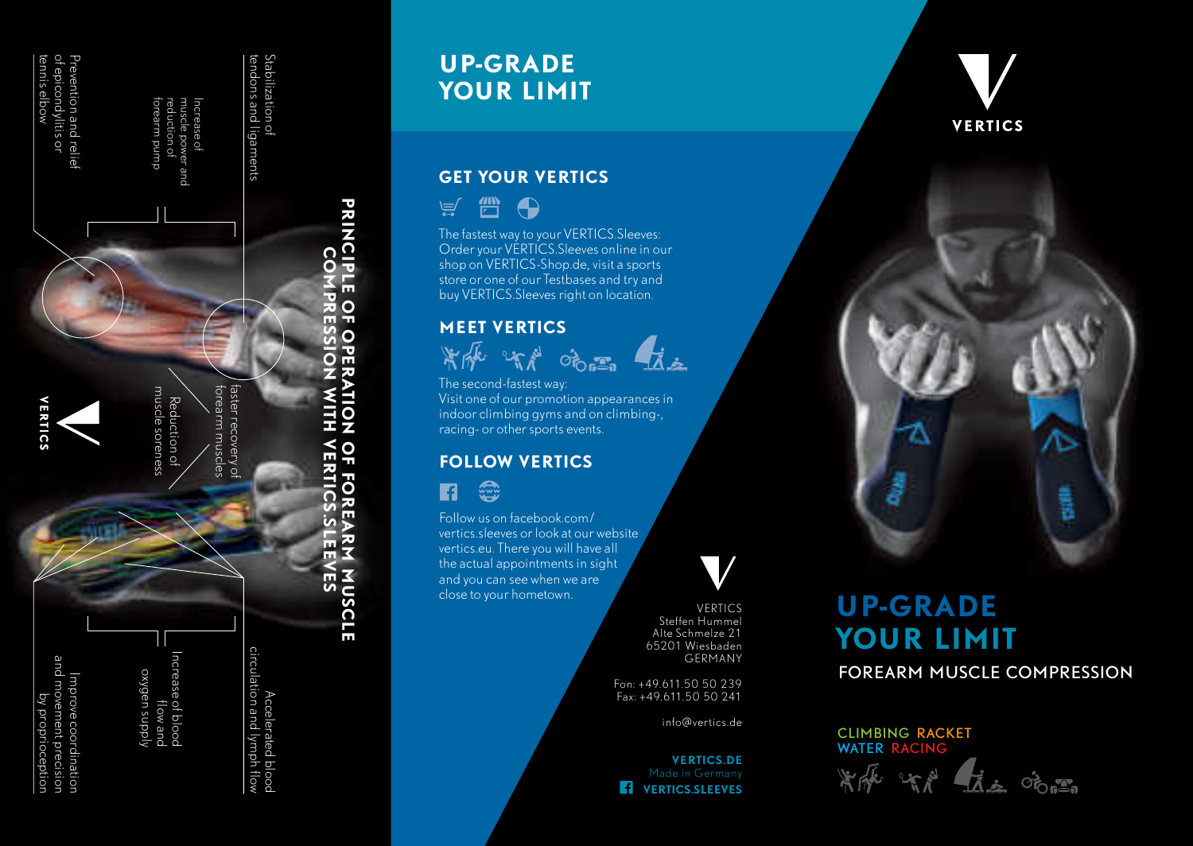## PRINCIPLE OF OPERATION OF FOREARM MUSCLE COMPRESSION WITH VERTICS.SLEEVES

- Stabilization of tendons and ligaments
- Increase of muscle power and reduction of forearm pump
- Prevention and relief of epicondylitis or tennis elbow
- faster recovery of forearm muscles
- Reduction of muscle soreness
- Accelerated blood circulation and lymph flow
- Increase of blood flow and oxygen supply
- Improve coordination and movement precision by proprioception

VERTICS

# UP-GRADE YOUR LIMIT

## GET YOUR VERTICS

The fastest way to your VERTICS.Sleeves: Order your VERTICS.Sleeves online in our shop on VERTICS-Shop.de, visit a sports store or one of our Testbases and try and buy VERTICS.Sleeves right on location.

## MEET VERTICS

The second-fastest way: Visit one of our promotion appearances in indoor climbing gyms and on climbing-, racing- or other sports events.

## FOLLOW VERTICS

Follow us on facebook.com/vertics.sleeves or look at our website vertics.eu. There you will have all the actual appointments in sight and you can see when we are close to your hometown.

VERTICS
Steffen Hummel
Alte Schmelze 21
65201 Wiesbaden
GERMANY

Fon: +49.611.50 50 239
Fax: +49.611.50 50 241

info@vertics.de

**VERTICS.DE**
Made in Germany
**VERTICS.SLEEVES**

VERTICS

# UP-GRADE YOUR LIMIT

FOREARM MUSCLE COMPRESSION

CLIMBING RACKET
WATER RACING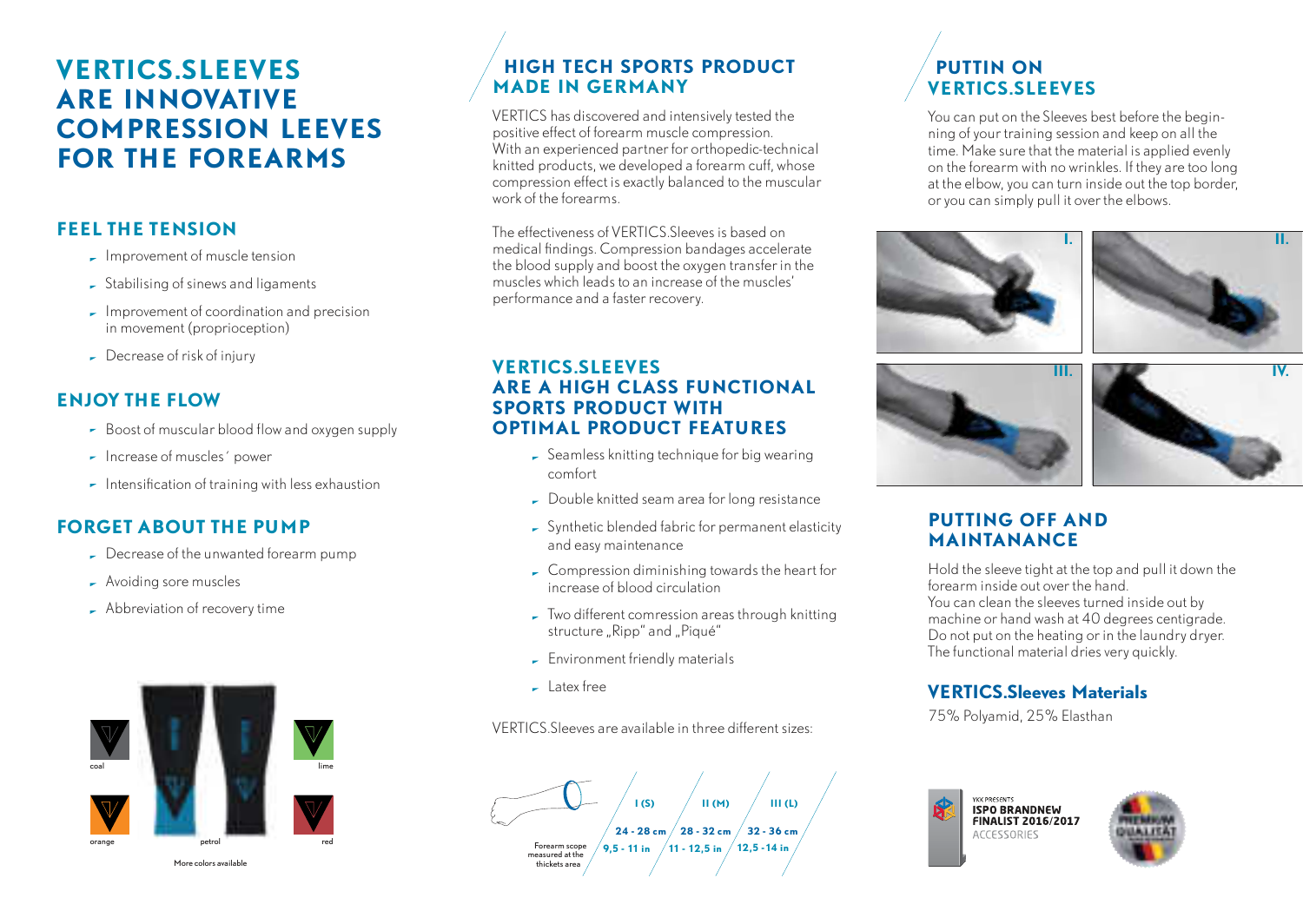# VERTICS.SLEEVES ARE INNOVATIVE COMPRESSION LEEVES FOR THE FOREARMS

## FEEL THE TENSION

- Improvement of muscle tension
- Stabilising of sinews and ligaments
- Improvement of coordination and precision in movement (proprioception)
- Decrease of risk of injury

## ENJOY THE FLOW

- Boost of muscular blood flow and oxygen supply
- Increase of muscles´ power
- Intensification of training with less exhaustion

## FORGET ABOUT THE PUMP

- Decrease of the unwanted forearm pump
- Avoiding sore muscles
- Abbreviation of recovery time

coal

lime

orange

petrol

red

More colors available

## HIGH TECH SPORTS PRODUCT MADE IN GERMANY

VERTICS has discovered and intensively tested the positive effect of forearm muscle compression. With an experienced partner for orthopedic-technical knitted products, we developed a forearm cuff, whose compression effect is exactly balanced to the muscular work of the forearms.

The effectiveness of VERTICS.Sleeves is based on medical findings. Compression bandages accelerate the blood supply and boost the oxygen transfer in the muscles which leads to an increase of the muscles' performance and a faster recovery.

## VERTICS.SLEEVES ARE A HIGH CLASS FUNCTIONAL SPORTS PRODUCT WITH OPTIMAL PRODUCT FEATURES

- Seamless knitting technique for big wearing comfort
- Double knitted seam area for long resistance
- Synthetic blended fabric for permanent elasticity and easy maintenance
- Compression diminishing towards the heart for increase of blood circulation
- Two different comression areas through knitting structure „Ripp" and „Piqué"
- Environment friendly materials
- Latex free

VERTICS.Sleeves are available in three different sizes:

Forearm scope measured at the thickets area

| I (S) | II (M) | III (L) |
|---|---|---|
| 24 - 28 cm | 28 - 32 cm | 32 - 36 cm |
| 9,5 - 11 in | 11 - 12,5 in | 12,5 -14 in |

## PUTTIN ON VERTICS.SLEEVES

You can put on the Sleeves best before the beginning of your training session and keep on all the time. Make sure that the material is applied evenly on the forearm with no wrinkles. If they are too long at the elbow, you can turn inside out the top border, or you can simply pull it over the elbows.

I. II. III. IV.

## PUTTING OFF AND MAINTANANCE

Hold the sleeve tight at the top and pull it down the forearm inside out over the hand.
You can clean the sleeves turned inside out by machine or hand wash at 40 degrees centigrade. Do not put on the heating or in the laundry dryer. The functional material dries very quickly.

## VERTICS.Sleeves Materials

75% Polyamid, 25% Elasthan

YKK PRESENTS
ISPO BRANDNEW
FINALIST 2016/2017
ACCESSORIES

PREMIUM QUALITÄT